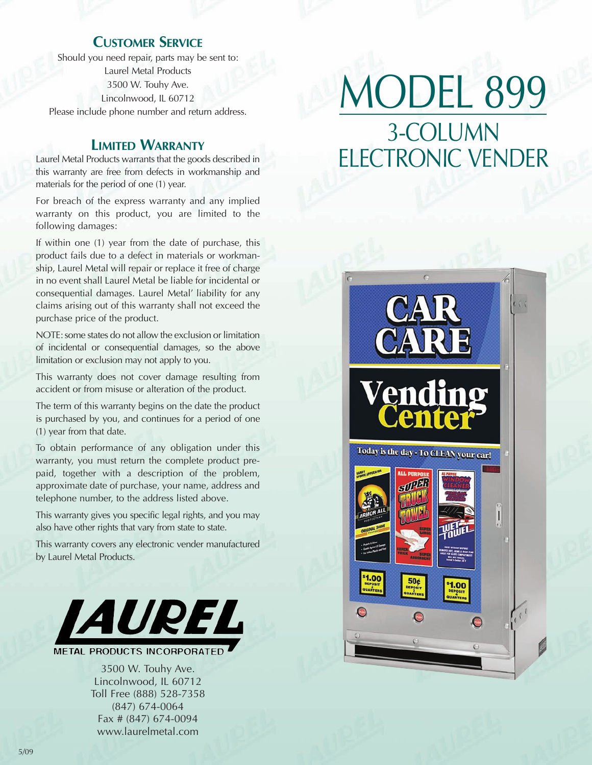# MODEL 899

## 3-COLUMN ELECTRONIC VENDER

## Customer Service

Should you need repair, parts may be sent to:
Laurel Metal Products
3500 W. Touhy Ave.
Lincolnwood, IL 60712
Please include phone number and return address.

## Limited Warranty

Laurel Metal Products warrants that the goods described in this warranty are free from defects in workmanship and materials for the period of one (1) year.

For breach of the express warranty and any implied warranty on this product, you are limited to the following damages:

If within one (1) year from the date of purchase, this product fails due to a defect in materials or workmanship, Laurel Metal will repair or replace it free of charge in no event shall Laurel Metal be liable for incidental or consequential damages. Laurel Metal' liability for any claims arising out of this warranty shall not exceed the purchase price of the product.

NOTE: some states do not allow the exclusion or limitation of incidental or consequential damages, so the above limitation or exclusion may not apply to you.

This warranty does not cover damage resulting from accident or from misuse or alteration of the product.

The term of this warranty begins on the date the product is purchased by you, and continues for a period of one (1) year from that date.

To obtain performance of any obligation under this warranty, you must return the complete product prepaid, together with a description of the problem, approximate date of purchase, your name, address and telephone number, to the address listed above.

This warranty gives you specific legal rights, and you may also have other rights that vary from state to state.

This warranty covers any electronic vender manufactured by Laurel Metal Products.

**LAUREL**
METAL PRODUCTS INCORPORATED

3500 W. Touhy Ave.
Lincolnwood, IL 60712
Toll Free (888) 528-7358
(847) 674-0064
Fax # (847) 674-0094
www.laurelmetal.com

5/09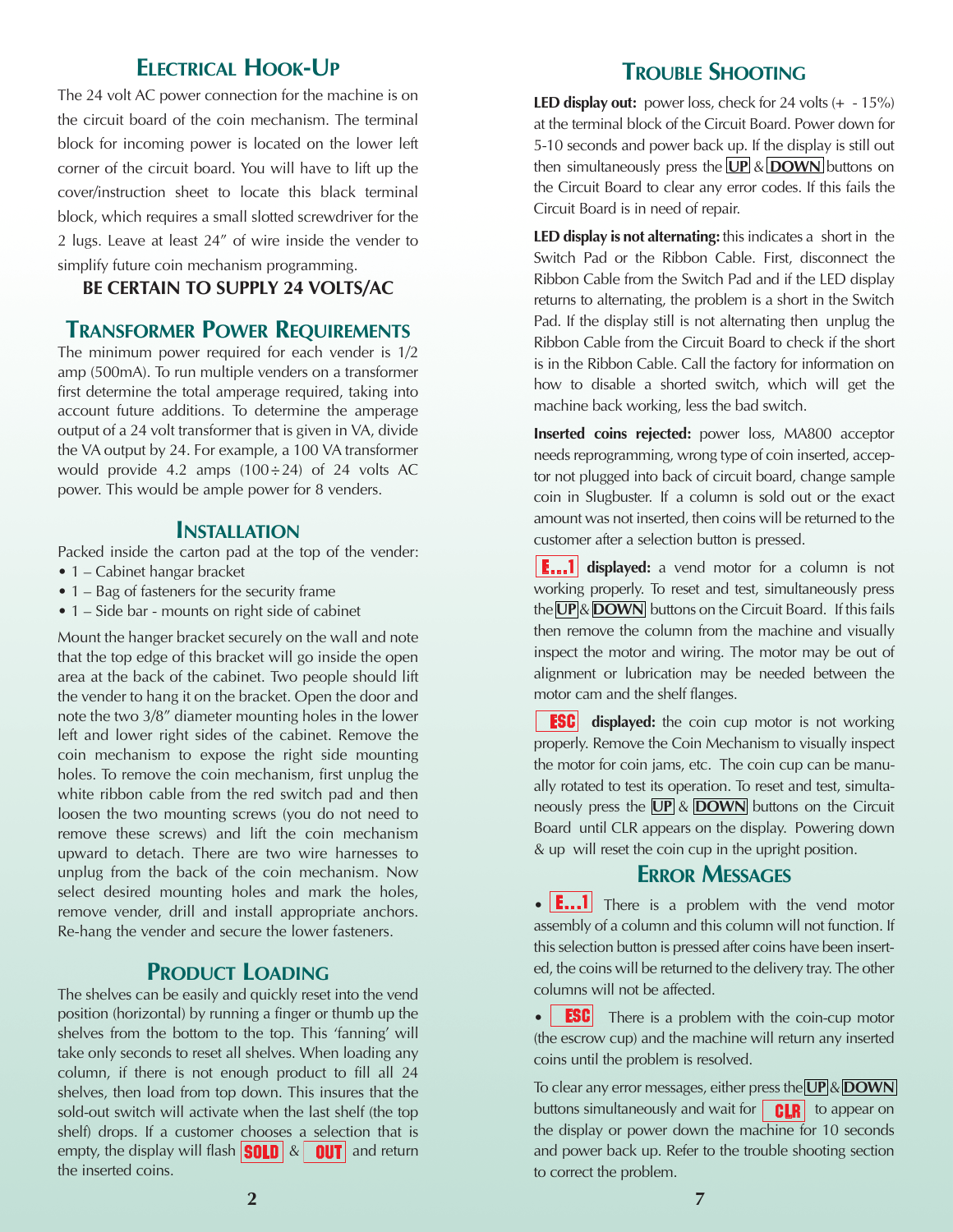## Electrical Hook-Up

The 24 volt AC power connection for the machine is on the circuit board of the coin mechanism. The terminal block for incoming power is located on the lower left corner of the circuit board. You will have to lift up the cover/instruction sheet to locate this black terminal block, which requires a small slotted screwdriver for the 2 lugs. Leave at least 24" of wire inside the vender to simplify future coin mechanism programming.

**BE CERTAIN TO SUPPLY 24 VOLTS/AC**

## Transformer Power Requirements

The minimum power required for each vender is 1/2 amp (500mA). To run multiple venders on a transformer first determine the total amperage required, taking into account future additions. To determine the amperage output of a 24 volt transformer that is given in VA, divide the VA output by 24. For example, a 100 VA transformer would provide 4.2 amps (100÷24) of 24 volts AC power. This would be ample power for 8 venders.

## Installation

Packed inside the carton pad at the top of the vender:

- 1 – Cabinet hangar bracket
- 1 – Bag of fasteners for the security frame
- 1 – Side bar - mounts on right side of cabinet

Mount the hanger bracket securely on the wall and note that the top edge of this bracket will go inside the open area at the back of the cabinet. Two people should lift the vender to hang it on the bracket. Open the door and note the two 3/8" diameter mounting holes in the lower left and lower right sides of the cabinet. Remove the coin mechanism to expose the right side mounting holes. To remove the coin mechanism, first unplug the white ribbon cable from the red switch pad and then loosen the two mounting screws (you do not need to remove these screws) and lift the coin mechanism upward to detach. There are two wire harnesses to unplug from the back of the coin mechanism. Now select desired mounting holes and mark the holes, remove vender, drill and install appropriate anchors. Re-hang the vender and secure the lower fasteners.

## Product Loading

The shelves can be easily and quickly reset into the vend position (horizontal) by running a finger or thumb up the shelves from the bottom to the top. This 'fanning' will take only seconds to reset all shelves. When loading any column, if there is not enough product to fill all 24 shelves, then load from top down. This insures that the sold-out switch will activate when the last shelf (the top shelf) drops. If a customer chooses a selection that is empty, the display will flash SOLD & OUT and return the inserted coins.

## Trouble Shooting

**LED display out:** power loss, check for 24 volts (+ - 15%) at the terminal block of the Circuit Board. Power down for 5-10 seconds and power back up. If the display is still out then simultaneously press the **UP** & **DOWN** buttons on the Circuit Board to clear any error codes. If this fails the Circuit Board is in need of repair.

**LED display is not alternating:** this indicates a short in the Switch Pad or the Ribbon Cable. First, disconnect the Ribbon Cable from the Switch Pad and if the LED display returns to alternating, the problem is a short in the Switch Pad. If the display is still not alternating then unplug the Ribbon Cable from the Circuit Board to check if the short is in the Ribbon Cable. Call the factory for information on how to disable a shorted switch, which will get the machine back working, less the bad switch.

**Inserted coins rejected:** power loss, MA800 acceptor needs reprogramming, wrong type of coin inserted, acceptor not plugged into back of circuit board, change sample coin in Slugbuster. If a column is sold out or the exact amount was not inserted, then coins will be returned to the customer after a selection button is pressed.

**E...1 displayed:** a vend motor for a column is not working properly. To reset and test, simultaneously press the **UP** & **DOWN** buttons on the Circuit Board. If this fails then remove the column from the machine and visually inspect the motor and wiring. The motor may be out of alignment or lubrication may be needed between the motor cam and the shelf flanges.

**ESC displayed:** the coin cup motor is not working properly. Remove the Coin Mechanism to visually inspect the motor for coin jams, etc. The coin cup can be manually rotated to test its operation. To reset and test, simultaneously press the **UP** & **DOWN** buttons on the Circuit Board until CLR appears on the display. Powering down & up will reset the coin cup in the upright position.

## Error Messages

- **E...1** There is a problem with the vend motor assembly of a column and this column will not function. If this selection button is pressed after coins have been inserted, the coins will be returned to the delivery tray. The other columns will not be affected.
- **ESC** There is a problem with the coin-cup motor (the escrow cup) and the machine will return any inserted coins until the problem is resolved.

To clear any error messages, either press the **UP** & **DOWN** buttons simultaneously and wait for **CLR** to appear on the display or power down the machine for 10 seconds and power back up. Refer to the trouble shooting section to correct the problem.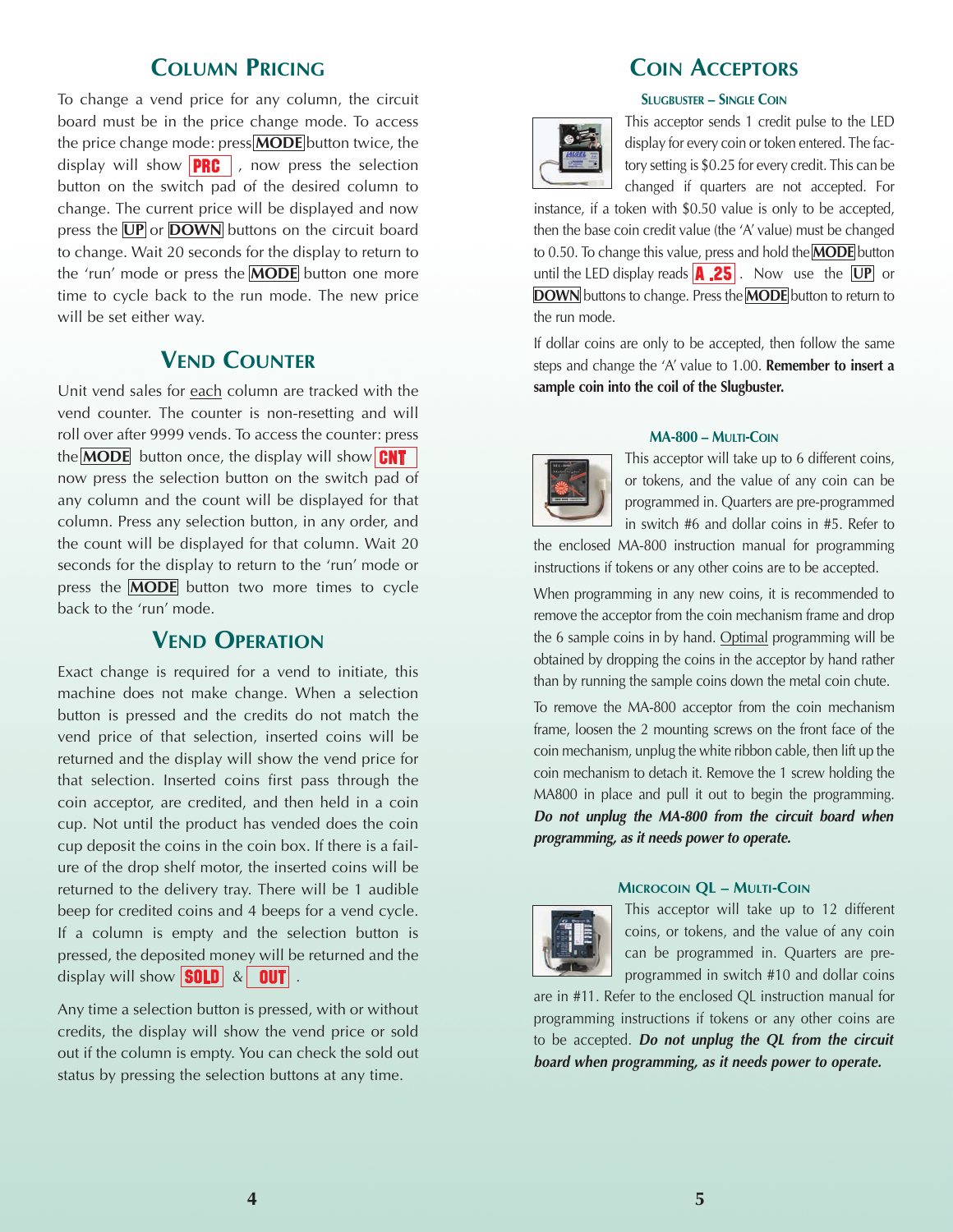## Column Pricing

To change a vend price for any column, the circuit board must be in the price change mode. To access the price change mode: press **MODE** button twice, the display will show **PRC** , now press the selection button on the switch pad of the desired column to change. The current price will be displayed and now press the **UP** or **DOWN** buttons on the circuit board to change. Wait 20 seconds for the display to return to the 'run' mode or press the **MODE** button one more time to cycle back to the run mode. The new price will be set either way.

## Vend Counter

Unit vend sales for each column are tracked with the vend counter. The counter is non-resetting and will roll over after 9999 vends. To access the counter: press the **MODE** button once, the display will show **CNT** now press the selection button on the switch pad of any column and the count will be displayed for that column. Press any selection button, in any order, and the count will be displayed for that column. Wait 20 seconds for the display to return to the 'run' mode or press the **MODE** button two more times to cycle back to the 'run' mode.

## Vend Operation

Exact change is required for a vend to initiate, this machine does not make change. When a selection button is pressed and the credits do not match the vend price of that selection, inserted coins will be returned and the display will show the vend price for that selection. Inserted coins first pass through the coin acceptor, are credited, and then held in a coin cup. Not until the product has vended does the coin cup deposit the coins in the coin box. If there is a failure of the drop shelf motor, the inserted coins will be returned to the delivery tray. There will be 1 audible beep for credited coins and 4 beeps for a vend cycle. If a column is empty and the selection button is pressed, the deposited money will be returned and the display will show **SOLD** & **OUT** .

Any time a selection button is pressed, with or without credits, the display will show the vend price or sold out if the column is empty. You can check the sold out status by pressing the selection buttons at any time.

## Coin Acceptors

### Slugbuster – Single Coin

This acceptor sends 1 credit pulse to the LED display for every coin or token entered. The factory setting is $0.25 for every credit. This can be changed if quarters are not accepted. For instance, if a token with $0.50 value is only to be accepted, then the base coin credit value (the 'A' value) must be changed to 0.50. To change this value, press and hold the **MODE** button until the LED display reads **A .25** . Now use the **UP** or **DOWN** buttons to change. Press the **MODE** button to return to the run mode.

If dollar coins are only to be accepted, then follow the same steps and change the 'A' value to 1.00. **Remember to insert a sample coin into the coil of the Slugbuster.**

### MA-800 – Multi-Coin

This acceptor will take up to 6 different coins, or tokens, and the value of any coin can be programmed in. Quarters are pre-programmed in switch #6 and dollar coins in #5. Refer to the enclosed MA-800 instruction manual for programming instructions if tokens or any other coins are to be accepted.

When programming in any new coins, it is recommended to remove the acceptor from the coin mechanism frame and drop the 6 sample coins in by hand. Optimal programming will be obtained by dropping the coins in the acceptor by hand rather than by running the sample coins down the metal coin chute.

To remove the MA-800 acceptor from the coin mechanism frame, loosen the 2 mounting screws on the front face of the coin mechanism, unplug the white ribbon cable, then lift up the coin mechanism to detach it. Remove the 1 screw holding the MA800 in place and pull it out to begin the programming. ***Do not unplug the MA-800 from the circuit board when programming, as it needs power to operate.***

### Microcoin QL – Multi-Coin

This acceptor will take up to 12 different coins, or tokens, and the value of any coin can be programmed in. Quarters are pre-programmed in switch #10 and dollar coins are in #11. Refer to the enclosed QL instruction manual for programming instructions if tokens or any other coins are to be accepted. ***Do not unplug the QL from the circuit board when programming, as it needs power to operate.***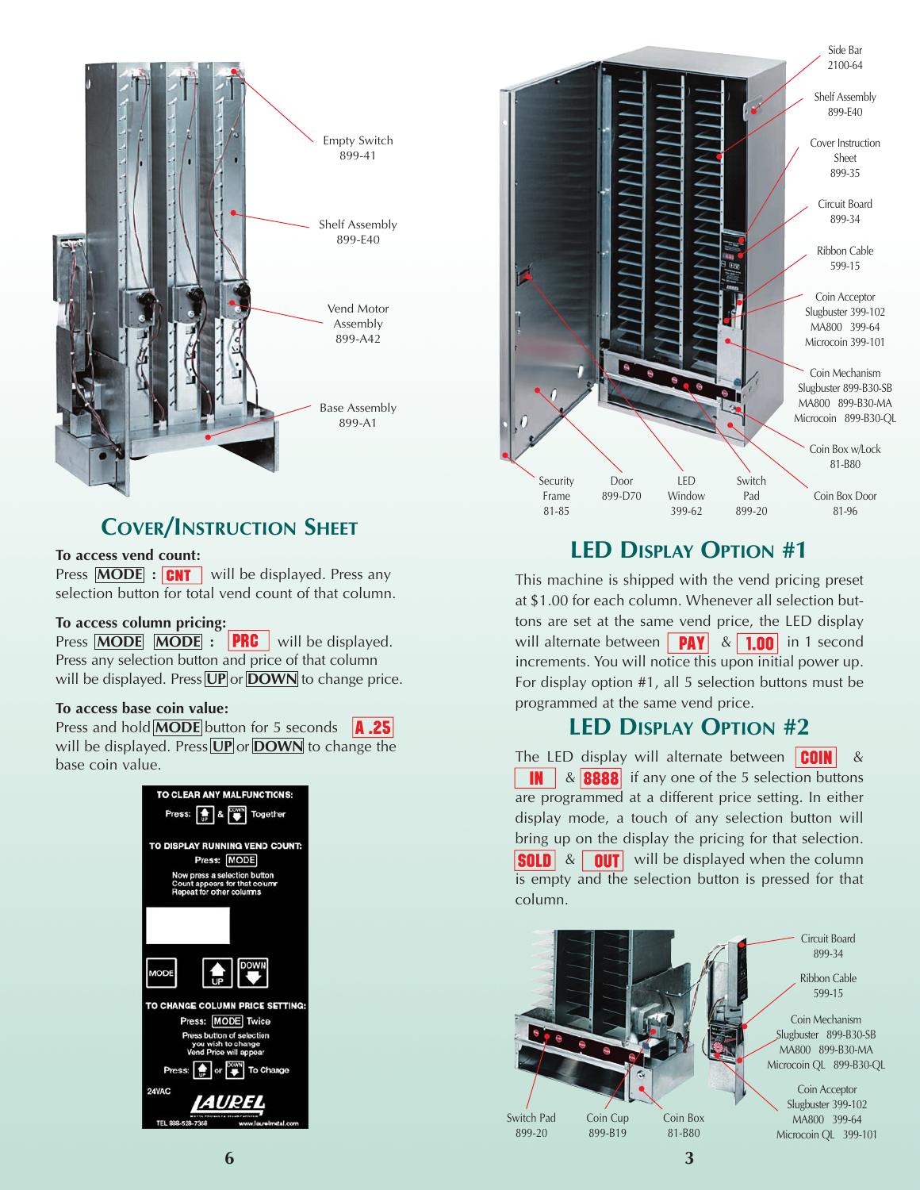Empty Switch
899-41

Shelf Assembly
899-E40

Vend Motor
Assembly
899-A42

Base Assembly
899-A1

## Cover/Instruction Sheet

**To access vend count:**
Press **MODE** : **CNT** will be displayed. Press any selection button for total vend count of that column.

**To access column pricing:**
Press **MODE** **MODE** : **PRC** will be displayed. Press any selection button and price of that column will be displayed. Press **UP** or **DOWN** to change price.

**To access base coin value:**
Press and hold **MODE** button for 5 seconds **A .25** will be displayed. Press **UP** or **DOWN** to change the base coin value.

TO CLEAR ANY MALFUNCTIONS:
Press: UP & DOWN Together

TO DISPLAY RUNNING VEND COUNT:
Press: MODE
Now press a selection button
Count appears for that column
Repeat for other columns

MODE UP DOWN

TO CHANGE COLUMN PRICE SETTING:
Press: MODE Twice
Press button of selection you wish to change
Vend Price will appear
Press: UP or DOWN To Change

24VAC

LAUREL

TEL 888-528-7368 www.laurelmetal.com

Side Bar
2100-64

Shelf Assembly
899-E40

Cover Instruction Sheet
899-35

Circuit Board
899-34

Ribbon Cable
599-15

Coin Acceptor
Slugbuster 399-102
MA800 399-64
Microcoin 399-101

Coin Mechanism
Slugbuster 899-B30-SB
MA800 899-B30-MA
Microcoin 899-B30-QL

Coin Box w/Lock
81-B80

Security Frame
81-85

Door
899-D70

LED Window
399-62

Switch Pad
899-20

Coin Box Door
81-96

## LED Display Option #1

This machine is shipped with the vend pricing preset at $1.00 for each column. Whenever all selection buttons are set at the same vend price, the LED display will alternate between **PAY** & **1.00** in 1 second increments. You will notice this upon initial power up. For display option #1, all 5 selection buttons must be programmed at the same vend price.

## LED Display Option #2

The LED display will alternate between **COIN** & **IN** & **8888** if any one of the 5 selection buttons are programmed at a different price setting. In either display mode, a touch of any selection button will bring up on the display the pricing for that selection. **SOLD** & **OUT** will be displayed when the column is empty and the selection button is pressed for that column.

Circuit Board
899-34

Ribbon Cable
599-15

Coin Mechanism
Slugbuster 899-B30-SB
MA800 899-B30-MA
Microcoin QL 899-B30-QL

Coin Acceptor
Slugbuster 399-102
MA800 399-64
Microcoin QL 399-101

Switch Pad
899-20

Coin Cup
899-B19

Coin Box
81-B80